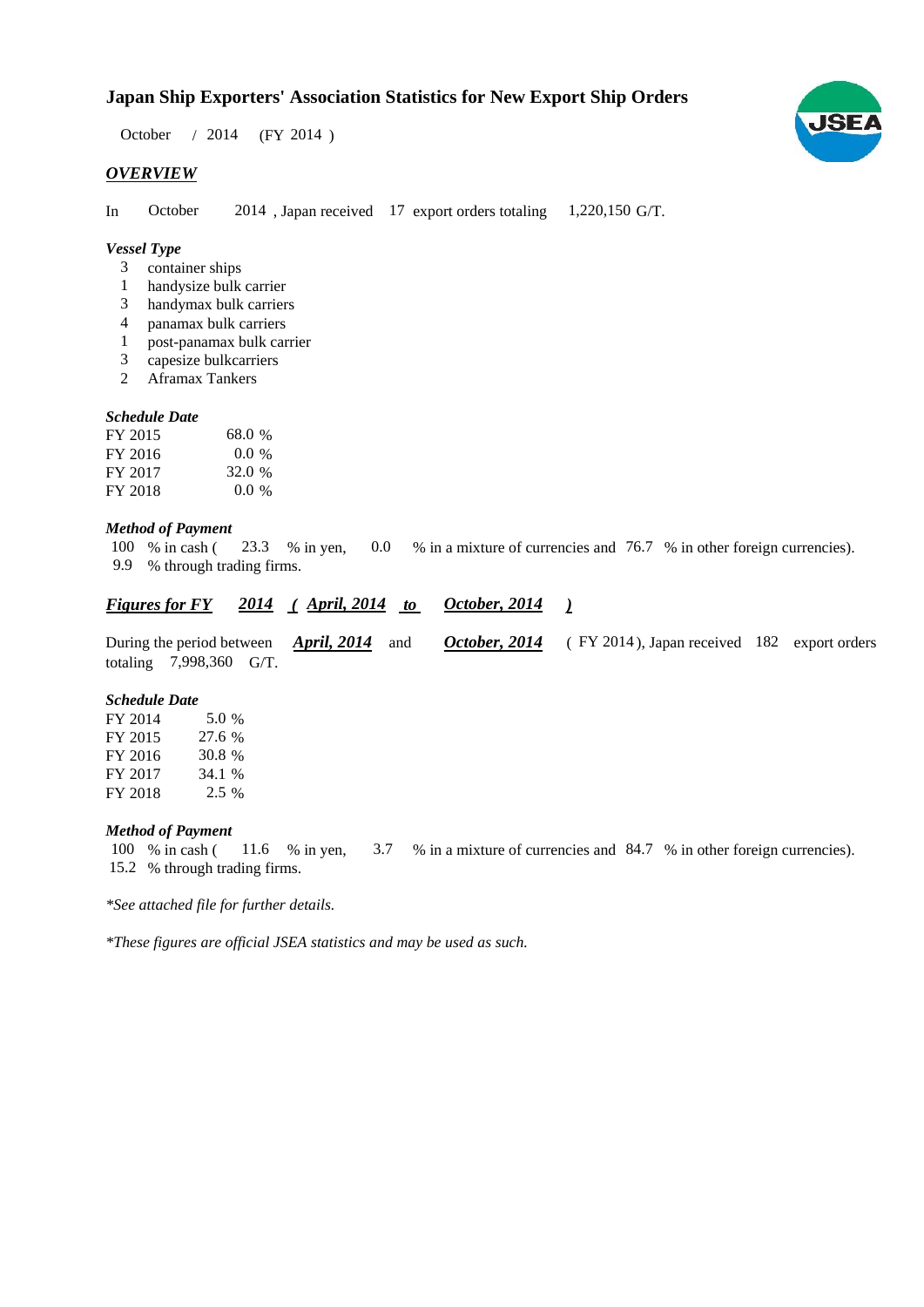# Japan Ship Exporters' Association Statistics for New Export Ship Orders

October / 2014 (FY 2014 )

## *OVERVIEW*

In October 2014 , Japan received 17 export orders totaling 1,220,150 G/T.

### *Vessel Type*

- 3 container ships
- 1 handysize bulk carrier
- 3 handymax bulk carriers
- 4 panamax bulk carriers
- 1 post-panamax bulk carrier
- 3 capesize bulkcarriers
- 2 Aframax Tankers

### *Schedule Date*

| | |
|---|---|
| FY 2015 | 68.0 % |
| FY 2016 | 0.0 % |
| FY 2017 | 32.0 % |
| FY 2018 | 0.0 % |

### *Method of Payment*

100 % in cash ( 23.3 % in yen, 0.0 % in a mixture of currencies and 76.7 % in other foreign currencies).
9.9 % through trading firms.

## ***Figures for FY 2014 ( April, 2014 to October, 2014 )***

During the period between ***April, 2014*** and ***October, 2014*** ( FY 2014 ), Japan received 182 export orders totaling 7,998,360 G/T.

### *Schedule Date*

| | |
|---|---|
| FY 2014 | 5.0 % |
| FY 2015 | 27.6 % |
| FY 2016 | 30.8 % |
| FY 2017 | 34.1 % |
| FY 2018 | 2.5 % |

### *Method of Payment*

100 % in cash ( 11.6 % in yen, 3.7 % in a mixture of currencies and 84.7 % in other foreign currencies).
15.2 % through trading firms.

*\*See attached file for further details.*

*\*These figures are official JSEA statistics and may be used as such.*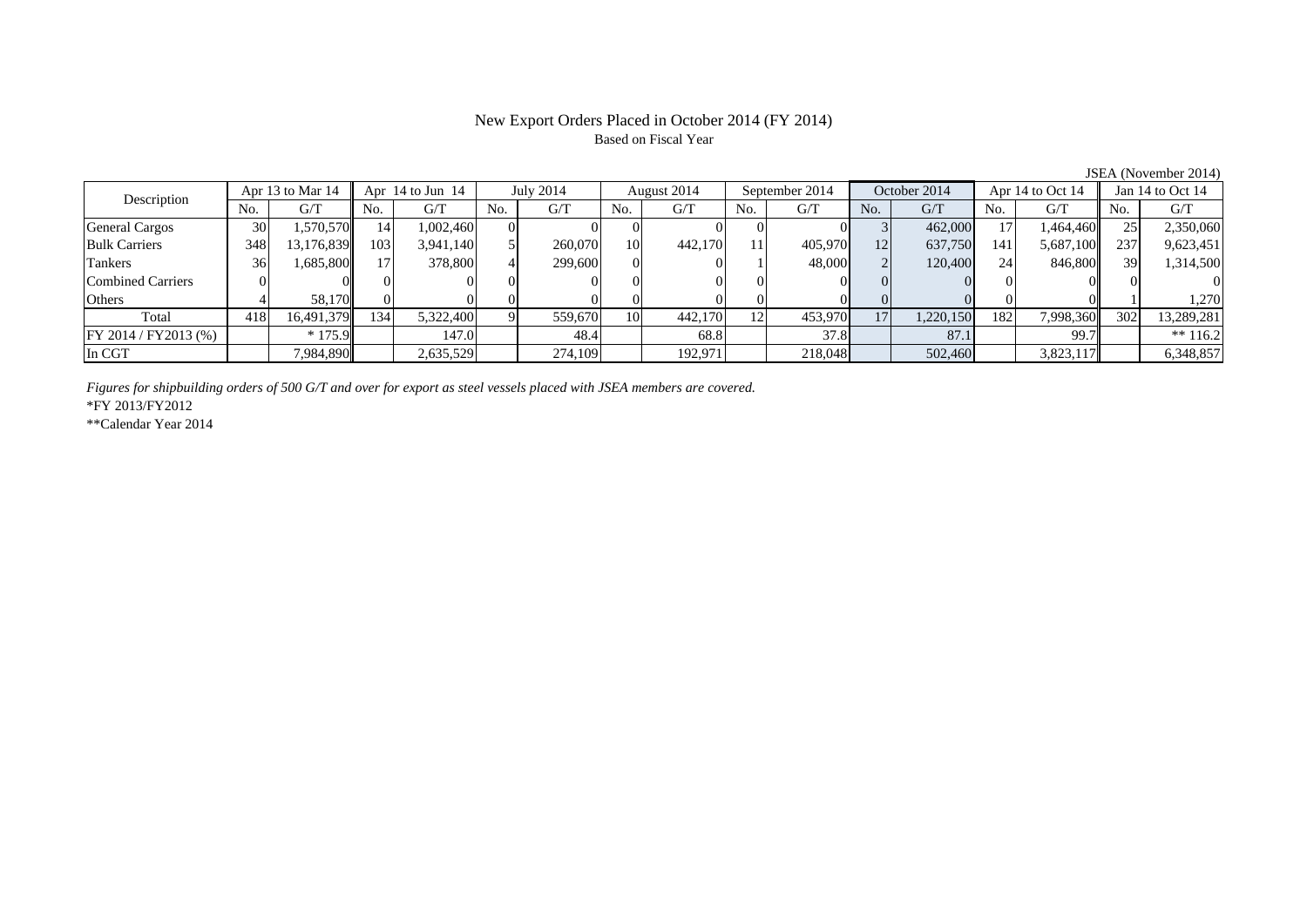# New Export Orders Placed in October 2014 (FY 2014)

Based on Fiscal Year

JSEA (November 2014)

| Description | Apr 13 to Mar 14 | | Apr 14 to Jun 14 | | July 2014 | | August 2014 | | September 2014 | | October 2014 | | Apr 14 to Oct 14 | | Jan 14 to Oct 14 | |
|---|---|---|---|---|---|---|---|---|---|---|---|---|---|---|---|---|
| | No. | G/T | No. | G/T | No. | G/T | No. | G/T | No. | G/T | No. | G/T | No. | G/T | No. | G/T |
| General Cargos | 30 | 1,570,570 | 14 | 1,002,460 | 0 | 0 | 0 | 0 | 0 | 0 | 3 | 462,000 | 17 | 1,464,460 | 25 | 2,350,060 |
| Bulk Carriers | 348 | 13,176,839 | 103 | 3,941,140 | 5 | 260,070 | 10 | 442,170 | 11 | 405,970 | 12 | 637,750 | 141 | 5,687,100 | 237 | 9,623,451 |
| Tankers | 36 | 1,685,800 | 17 | 378,800 | 4 | 299,600 | 0 | 0 | 1 | 48,000 | 2 | 120,400 | 24 | 846,800 | 39 | 1,314,500 |
| Combined Carriers | 0 | 0 | 0 | 0 | 0 | 0 | 0 | 0 | 0 | 0 | 0 | 0 | 0 | 0 | 0 | 0 |
| Others | 4 | 58,170 | 0 | 0 | 0 | 0 | 0 | 0 | 0 | 0 | 0 | 0 | 0 | 0 | 1 | 1,270 |
| Total | 418 | 16,491,379 | 134 | 5,322,400 | 9 | 559,670 | 10 | 442,170 | 12 | 453,970 | 17 | 1,220,150 | 182 | 7,998,360 | 302 | 13,289,281 |
| FY 2014 / FY2013 (%) | | * 175.9 | | 147.0 | | 48.4 | | 68.8 | | 37.8 | | 87.1 | | 99.7 | | ** 116.2 |
| In CGT | | 7,984,890 | | 2,635,529 | | 274,109 | | 192,971 | | 218,048 | | 502,460 | | 3,823,117 | | 6,348,857 |

*Figures for shipbuilding orders of 500 G/T and over for export as steel vessels placed with JSEA members are covered.*

*FY 2013/FY2012

**Calendar Year 2014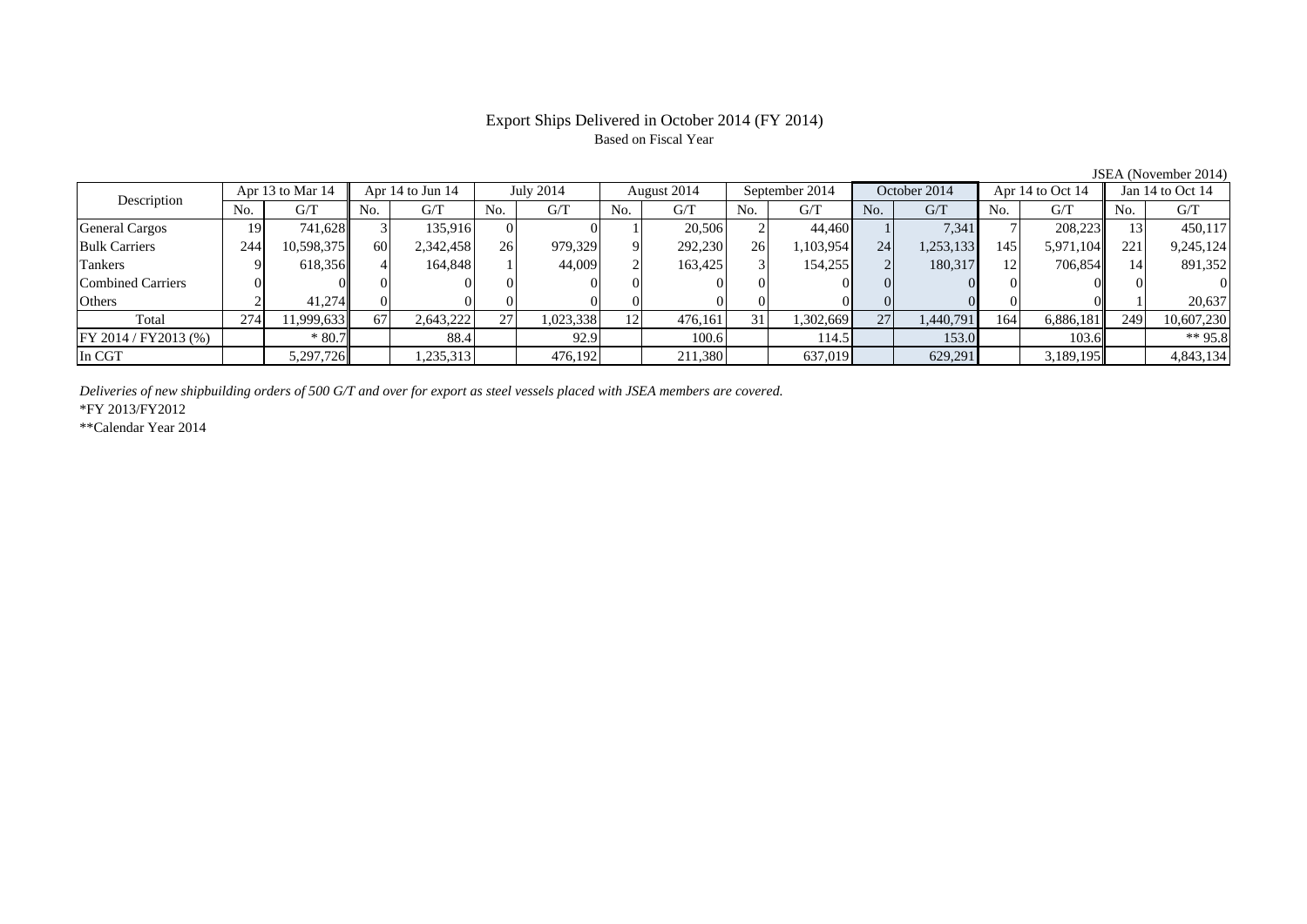# Export Ships Delivered in October 2014 (FY 2014)

Based on Fiscal Year

JSEA (November 2014)

| Description | Apr 13 to Mar 14 | | Apr 14 to Jun 14 | | July 2014 | | August 2014 | | September 2014 | | October 2014 | | Apr 14 to Oct 14 | | Jan 14 to Oct 14 | |
|---|---|---|---|---|---|---|---|---|---|---|---|---|---|---|---|---|
| | No. | G/T | No. | G/T | No. | G/T | No. | G/T | No. | G/T | No. | G/T | No. | G/T | No. | G/T |
| General Cargos | 19 | 741,628 | 3 | 135,916 | 0 | 0 | 1 | 20,506 | 2 | 44,460 | 1 | 7,341 | 7 | 208,223 | 13 | 450,117 |
| Bulk Carriers | 244 | 10,598,375 | 60 | 2,342,458 | 26 | 979,329 | 9 | 292,230 | 26 | 1,103,954 | 24 | 1,253,133 | 145 | 5,971,104 | 221 | 9,245,124 |
| Tankers | 9 | 618,356 | 4 | 164,848 | 1 | 44,009 | 2 | 163,425 | 3 | 154,255 | 2 | 180,317 | 12 | 706,854 | 14 | 891,352 |
| Combined Carriers | 0 | 0 | 0 | 0 | 0 | 0 | 0 | 0 | 0 | 0 | 0 | 0 | 0 | 0 | 0 | 0 |
| Others | 2 | 41,274 | 0 | 0 | 0 | 0 | 0 | 0 | 0 | 0 | 0 | 0 | 0 | 0 | 1 | 20,637 |
| Total | 274 | 11,999,633 | 67 | 2,643,222 | 27 | 1,023,338 | 12 | 476,161 | 31 | 1,302,669 | 27 | 1,440,791 | 164 | 6,886,181 | 249 | 10,607,230 |
| FY 2014 / FY2013 (%) | | * 80.7 | | 88.4 | | 92.9 | | 100.6 | | 114.5 | | 153.0 | | 103.6 | | ** 95.8 |
| In CGT | | 5,297,726 | | 1,235,313 | | 476,192 | | 211,380 | | 637,019 | | 629,291 | | 3,189,195 | | 4,843,134 |

*Deliveries of new shipbuilding orders of 500 G/T and over for export as steel vessels placed with JSEA members are covered.*

*FY 2013/FY2012

**Calendar Year 2014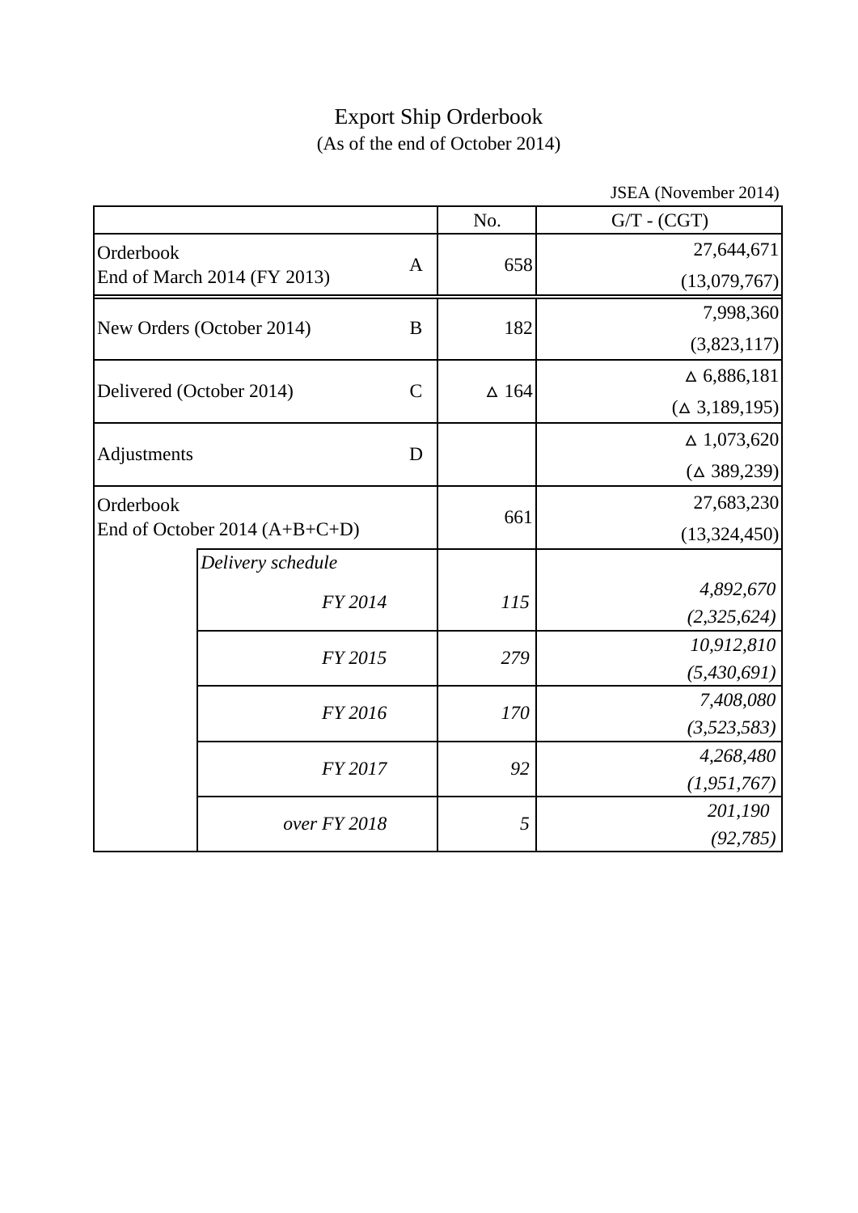# Export Ship Orderbook

(As of the end of October 2014)

JSEA (November 2014)

| | | | No. | G/T - (CGT) |
|---|---|---|---|---|
| Orderbook<br>End of March 2014 (FY 2013) | | A | 658 | 27,644,671<br>(13,079,767) |
| New Orders (October 2014) | | B | 182 | 7,998,360<br>(3,823,117) |
| Delivered (October 2014) | | C | △ 164 | △ 6,886,181<br>(△ 3,189,195) |
| Adjustments | | D | | △ 1,073,620<br>(△ 389,239) |
| Orderbook<br>End of October 2014 (A+B+C+D) | | | 661 | 27,683,230<br>(13,324,450) |
| | *Delivery schedule*<br>*FY 2014* | | *115* | *4,892,670*<br>*(2,325,624)* |
| | *FY 2015* | | *279* | *10,912,810*<br>*(5,430,691)* |
| | *FY 2016* | | *170* | *7,408,080*<br>*(3,523,583)* |
| | *FY 2017* | | *92* | *4,268,480*<br>*(1,951,767)* |
| | *over FY 2018* | | *5* | *201,190*<br>*(92,785)* |